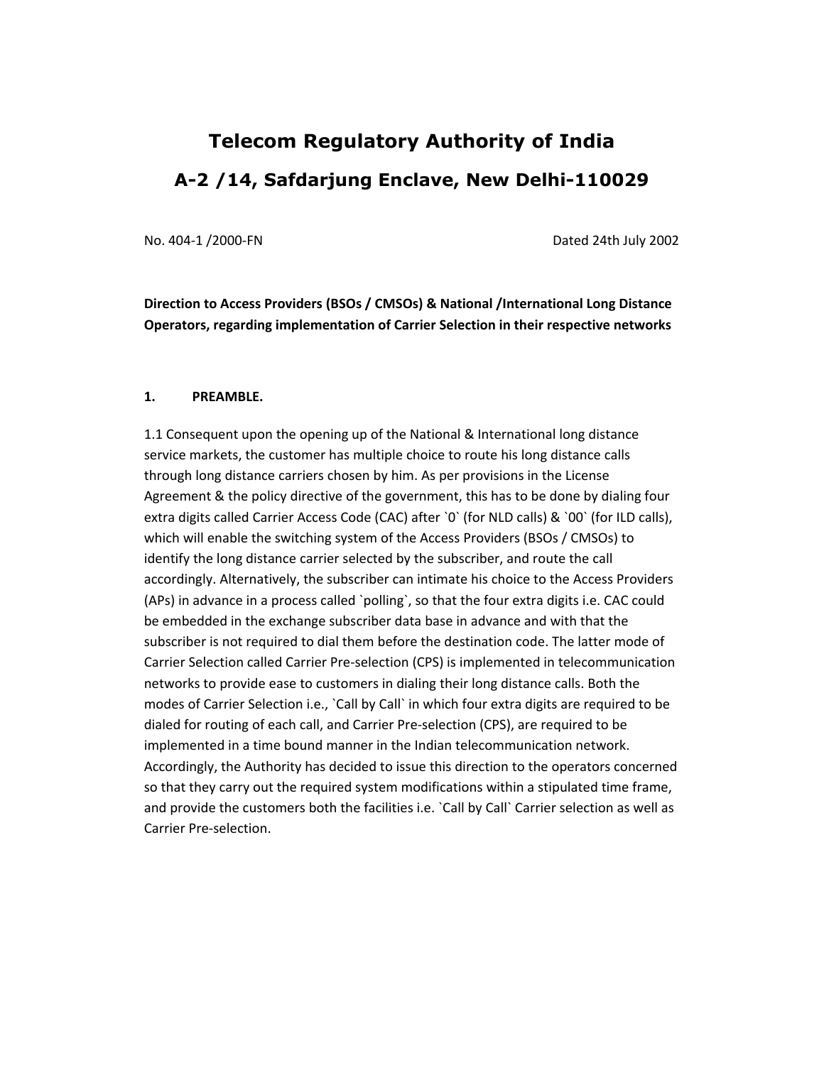# Telecom Regulatory Authority of India

## A-2 /14, Safdarjung Enclave, New Delhi-110029

No. 404-1 /2000-FN Dated 24th July 2002

**Direction to Access Providers (BSOs / CMSOs) & National /International Long Distance Operators, regarding implementation of Carrier Selection in their respective networks**

**1. PREAMBLE.**

1.1 Consequent upon the opening up of the National & International long distance service markets, the customer has multiple choice to route his long distance calls through long distance carriers chosen by him. As per provisions in the License Agreement & the policy directive of the government, this has to be done by dialing four extra digits called Carrier Access Code (CAC) after `0` (for NLD calls) & `00` (for ILD calls), which will enable the switching system of the Access Providers (BSOs / CMSOs) to identify the long distance carrier selected by the subscriber, and route the call accordingly. Alternatively, the subscriber can intimate his choice to the Access Providers (APs) in advance in a process called `polling`, so that the four extra digits i.e. CAC could be embedded in the exchange subscriber data base in advance and with that the subscriber is not required to dial them before the destination code. The latter mode of Carrier Selection called Carrier Pre-selection (CPS) is implemented in telecommunication networks to provide ease to customers in dialing their long distance calls. Both the modes of Carrier Selection i.e., `Call by Call` in which four extra digits are required to be dialed for routing of each call, and Carrier Pre-selection (CPS), are required to be implemented in a time bound manner in the Indian telecommunication network. Accordingly, the Authority has decided to issue this direction to the operators concerned so that they carry out the required system modifications within a stipulated time frame, and provide the customers both the facilities i.e. `Call by Call` Carrier selection as well as Carrier Pre-selection.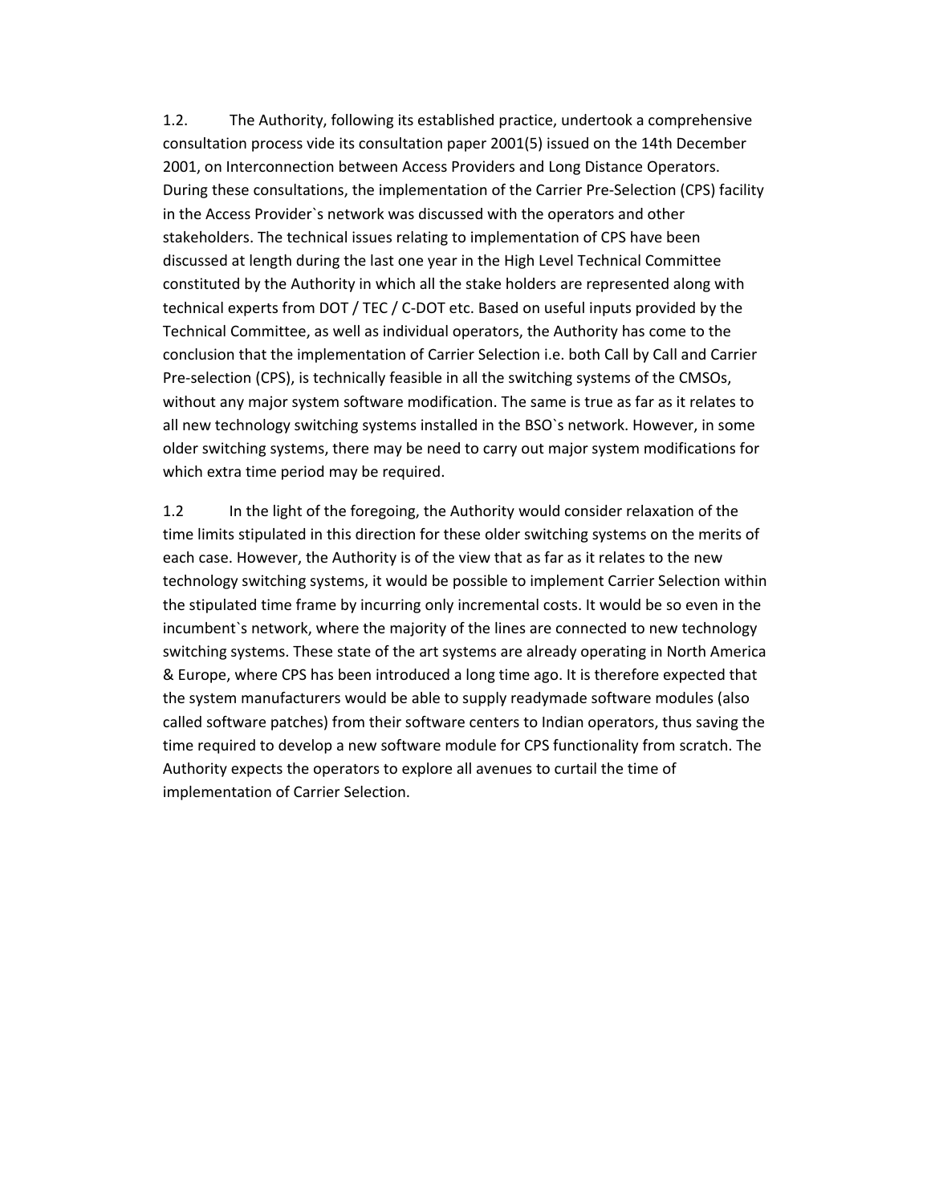1.2. The Authority, following its established practice, undertook a comprehensive consultation process vide its consultation paper 2001(5) issued on the 14th December 2001, on Interconnection between Access Providers and Long Distance Operators. During these consultations, the implementation of the Carrier Pre-Selection (CPS) facility in the Access Provider`s network was discussed with the operators and other stakeholders. The technical issues relating to implementation of CPS have been discussed at length during the last one year in the High Level Technical Committee constituted by the Authority in which all the stake holders are represented along with technical experts from DOT / TEC / C-DOT etc. Based on useful inputs provided by the Technical Committee, as well as individual operators, the Authority has come to the conclusion that the implementation of Carrier Selection i.e. both Call by Call and Carrier Pre-selection (CPS), is technically feasible in all the switching systems of the CMSOs, without any major system software modification. The same is true as far as it relates to all new technology switching systems installed in the BSO`s network. However, in some older switching systems, there may be need to carry out major system modifications for which extra time period may be required.

1.2 In the light of the foregoing, the Authority would consider relaxation of the time limits stipulated in this direction for these older switching systems on the merits of each case. However, the Authority is of the view that as far as it relates to the new technology switching systems, it would be possible to implement Carrier Selection within the stipulated time frame by incurring only incremental costs. It would be so even in the incumbent`s network, where the majority of the lines are connected to new technology switching systems. These state of the art systems are already operating in North America & Europe, where CPS has been introduced a long time ago. It is therefore expected that the system manufacturers would be able to supply readymade software modules (also called software patches) from their software centers to Indian operators, thus saving the time required to develop a new software module for CPS functionality from scratch. The Authority expects the operators to explore all avenues to curtail the time of implementation of Carrier Selection.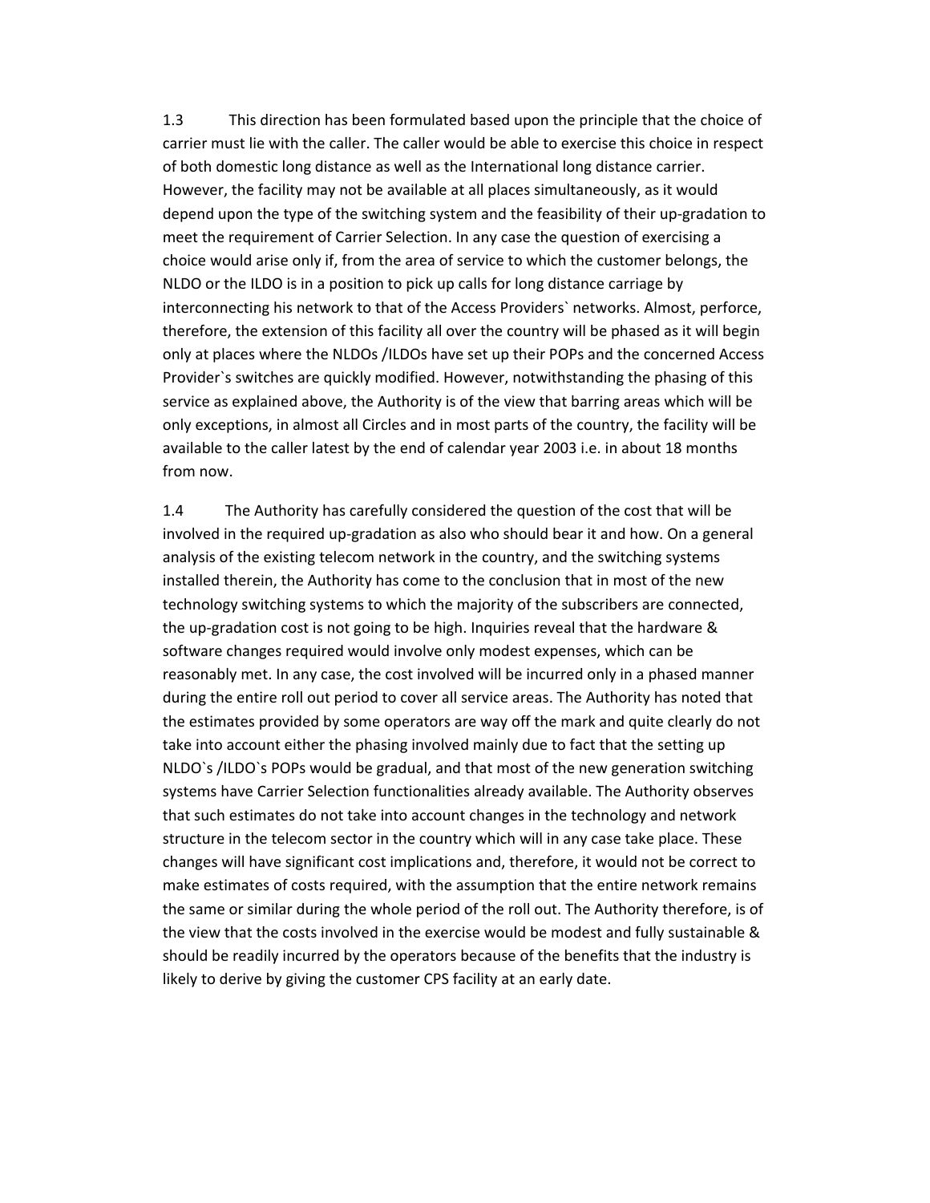1.3 This direction has been formulated based upon the principle that the choice of carrier must lie with the caller. The caller would be able to exercise this choice in respect of both domestic long distance as well as the International long distance carrier. However, the facility may not be available at all places simultaneously, as it would depend upon the type of the switching system and the feasibility of their up-gradation to meet the requirement of Carrier Selection. In any case the question of exercising a choice would arise only if, from the area of service to which the customer belongs, the NLDO or the ILDO is in a position to pick up calls for long distance carriage by interconnecting his network to that of the Access Providers` networks. Almost, perforce, therefore, the extension of this facility all over the country will be phased as it will begin only at places where the NLDOs /ILDOs have set up their POPs and the concerned Access Provider`s switches are quickly modified. However, notwithstanding the phasing of this service as explained above, the Authority is of the view that barring areas which will be only exceptions, in almost all Circles and in most parts of the country, the facility will be available to the caller latest by the end of calendar year 2003 i.e. in about 18 months from now.

1.4 The Authority has carefully considered the question of the cost that will be involved in the required up-gradation as also who should bear it and how. On a general analysis of the existing telecom network in the country, and the switching systems installed therein, the Authority has come to the conclusion that in most of the new technology switching systems to which the majority of the subscribers are connected, the up-gradation cost is not going to be high. Inquiries reveal that the hardware & software changes required would involve only modest expenses, which can be reasonably met. In any case, the cost involved will be incurred only in a phased manner during the entire roll out period to cover all service areas. The Authority has noted that the estimates provided by some operators are way off the mark and quite clearly do not take into account either the phasing involved mainly due to fact that the setting up NLDO`s /ILDO`s POPs would be gradual, and that most of the new generation switching systems have Carrier Selection functionalities already available. The Authority observes that such estimates do not take into account changes in the technology and network structure in the telecom sector in the country which will in any case take place. These changes will have significant cost implications and, therefore, it would not be correct to make estimates of costs required, with the assumption that the entire network remains the same or similar during the whole period of the roll out. The Authority therefore, is of the view that the costs involved in the exercise would be modest and fully sustainable & should be readily incurred by the operators because of the benefits that the industry is likely to derive by giving the customer CPS facility at an early date.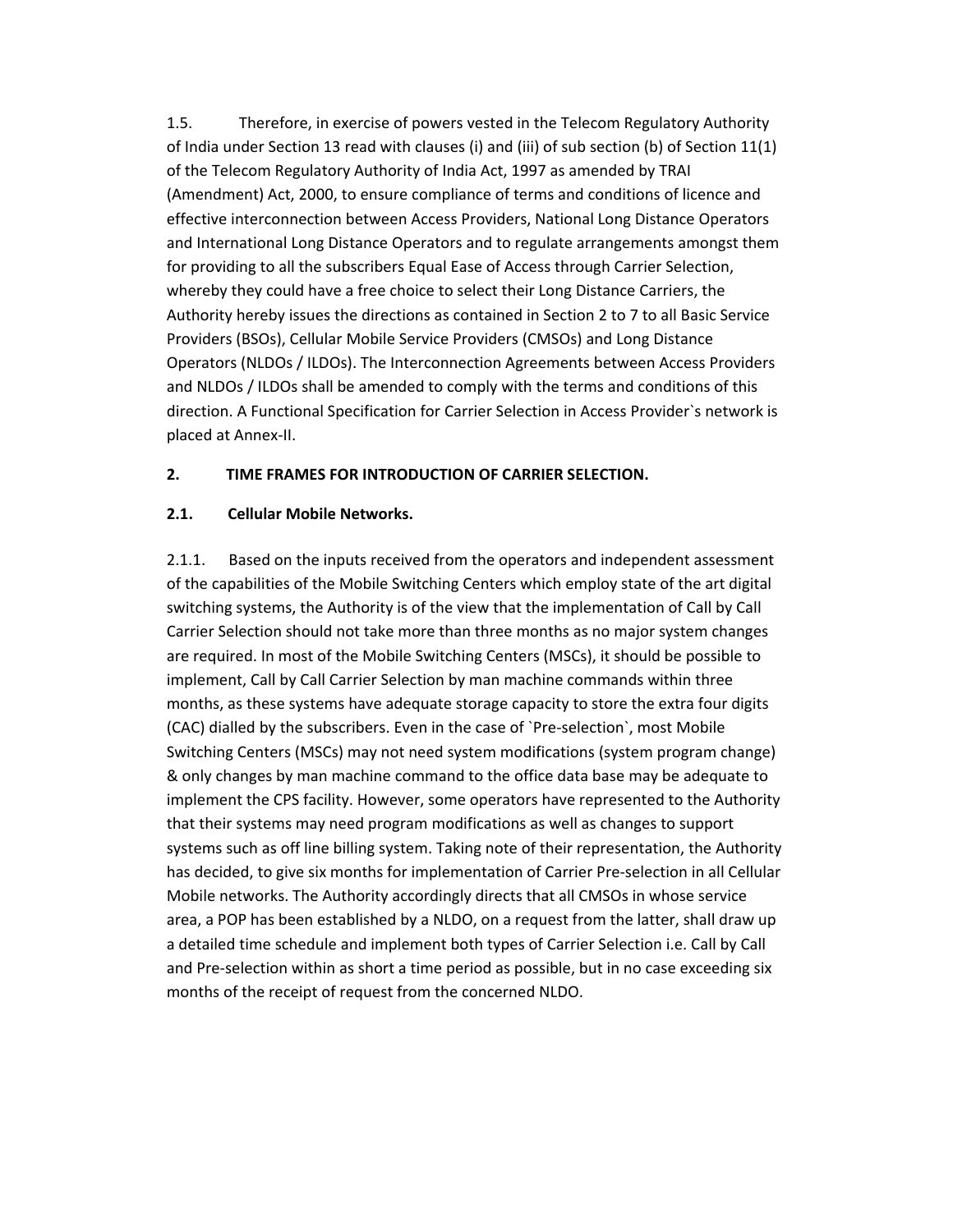1.5. Therefore, in exercise of powers vested in the Telecom Regulatory Authority of India under Section 13 read with clauses (i) and (iii) of sub section (b) of Section 11(1) of the Telecom Regulatory Authority of India Act, 1997 as amended by TRAI (Amendment) Act, 2000, to ensure compliance of terms and conditions of licence and effective interconnection between Access Providers, National Long Distance Operators and International Long Distance Operators and to regulate arrangements amongst them for providing to all the subscribers Equal Ease of Access through Carrier Selection, whereby they could have a free choice to select their Long Distance Carriers, the Authority hereby issues the directions as contained in Section 2 to 7 to all Basic Service Providers (BSOs), Cellular Mobile Service Providers (CMSOs) and Long Distance Operators (NLDOs / ILDOs). The Interconnection Agreements between Access Providers and NLDOs / ILDOs shall be amended to comply with the terms and conditions of this direction. A Functional Specification for Carrier Selection in Access Provider`s network is placed at Annex-II.

**2. TIME FRAMES FOR INTRODUCTION OF CARRIER SELECTION.**

**2.1. Cellular Mobile Networks.**

2.1.1. Based on the inputs received from the operators and independent assessment of the capabilities of the Mobile Switching Centers which employ state of the art digital switching systems, the Authority is of the view that the implementation of Call by Call Carrier Selection should not take more than three months as no major system changes are required. In most of the Mobile Switching Centers (MSCs), it should be possible to implement, Call by Call Carrier Selection by man machine commands within three months, as these systems have adequate storage capacity to store the extra four digits (CAC) dialled by the subscribers. Even in the case of `Pre-selection`, most Mobile Switching Centers (MSCs) may not need system modifications (system program change) & only changes by man machine command to the office data base may be adequate to implement the CPS facility. However, some operators have represented to the Authority that their systems may need program modifications as well as changes to support systems such as off line billing system. Taking note of their representation, the Authority has decided, to give six months for implementation of Carrier Pre-selection in all Cellular Mobile networks. The Authority accordingly directs that all CMSOs in whose service area, a POP has been established by a NLDO, on a request from the latter, shall draw up a detailed time schedule and implement both types of Carrier Selection i.e. Call by Call and Pre-selection within as short a time period as possible, but in no case exceeding six months of the receipt of request from the concerned NLDO.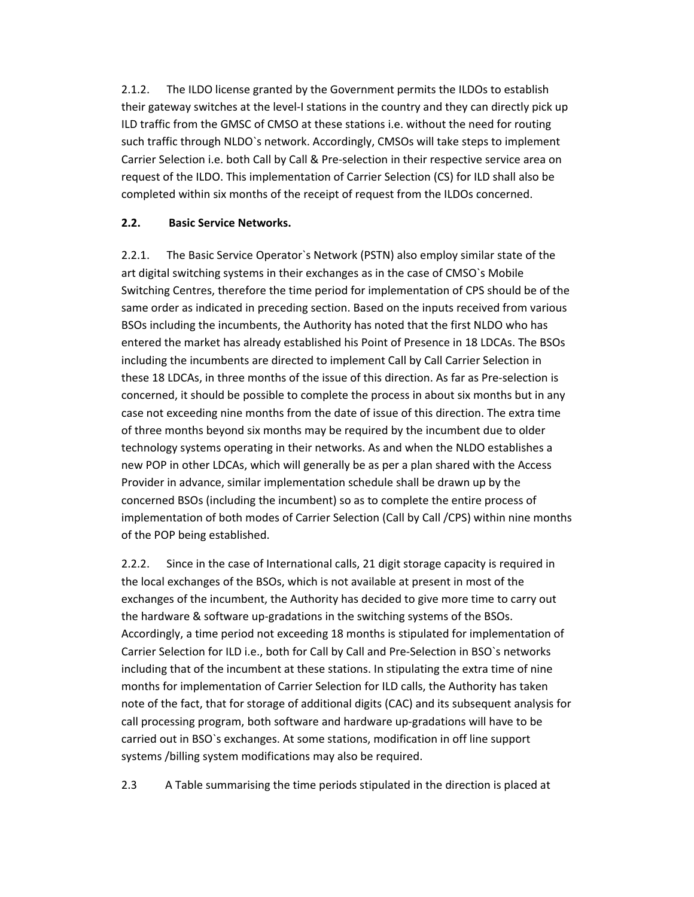2.1.2. The ILDO license granted by the Government permits the ILDOs to establish their gateway switches at the level-I stations in the country and they can directly pick up ILD traffic from the GMSC of CMSO at these stations i.e. without the need for routing such traffic through NLDO`s network. Accordingly, CMSOs will take steps to implement Carrier Selection i.e. both Call by Call & Pre-selection in their respective service area on request of the ILDO. This implementation of Carrier Selection (CS) for ILD shall also be completed within six months of the receipt of request from the ILDOs concerned.

**2.2. Basic Service Networks.**

2.2.1. The Basic Service Operator`s Network (PSTN) also employ similar state of the art digital switching systems in their exchanges as in the case of CMSO`s Mobile Switching Centres, therefore the time period for implementation of CPS should be of the same order as indicated in preceding section. Based on the inputs received from various BSOs including the incumbents, the Authority has noted that the first NLDO who has entered the market has already established his Point of Presence in 18 LDCAs. The BSOs including the incumbents are directed to implement Call by Call Carrier Selection in these 18 LDCAs, in three months of the issue of this direction. As far as Pre-selection is concerned, it should be possible to complete the process in about six months but in any case not exceeding nine months from the date of issue of this direction. The extra time of three months beyond six months may be required by the incumbent due to older technology systems operating in their networks. As and when the NLDO establishes a new POP in other LDCAs, which will generally be as per a plan shared with the Access Provider in advance, similar implementation schedule shall be drawn up by the concerned BSOs (including the incumbent) so as to complete the entire process of implementation of both modes of Carrier Selection (Call by Call /CPS) within nine months of the POP being established.

2.2.2. Since in the case of International calls, 21 digit storage capacity is required in the local exchanges of the BSOs, which is not available at present in most of the exchanges of the incumbent, the Authority has decided to give more time to carry out the hardware & software up-gradations in the switching systems of the BSOs. Accordingly, a time period not exceeding 18 months is stipulated for implementation of Carrier Selection for ILD i.e., both for Call by Call and Pre-Selection in BSO`s networks including that of the incumbent at these stations. In stipulating the extra time of nine months for implementation of Carrier Selection for ILD calls, the Authority has taken note of the fact, that for storage of additional digits (CAC) and its subsequent analysis for call processing program, both software and hardware up-gradations will have to be carried out in BSO`s exchanges. At some stations, modification in off line support systems /billing system modifications may also be required.

2.3 A Table summarising the time periods stipulated in the direction is placed at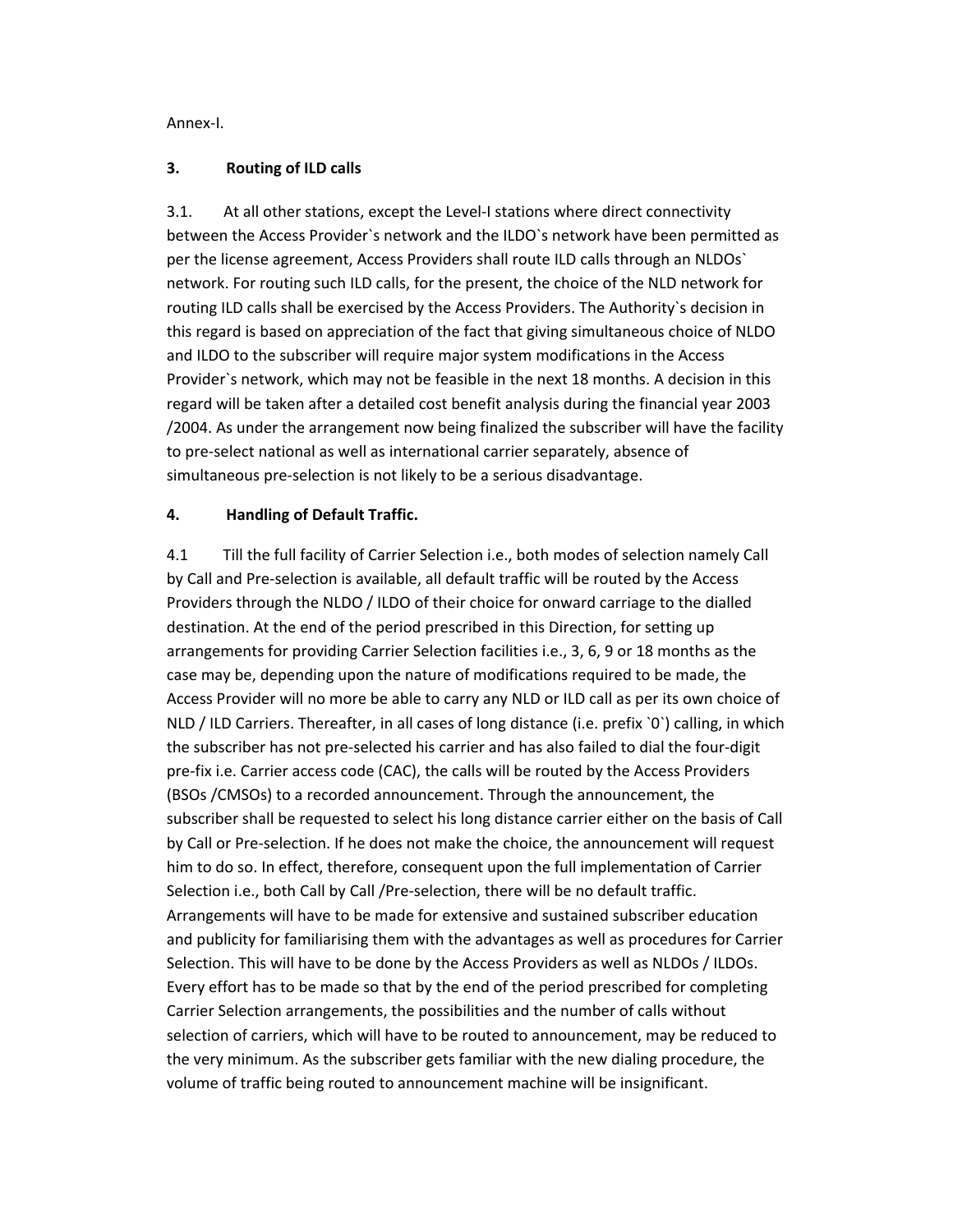Annex-I.

**3. Routing of ILD calls**

3.1. At all other stations, except the Level-I stations where direct connectivity between the Access Provider`s network and the ILDO`s network have been permitted as per the license agreement, Access Providers shall route ILD calls through an NLDOs` network. For routing such ILD calls, for the present, the choice of the NLD network for routing ILD calls shall be exercised by the Access Providers. The Authority`s decision in this regard is based on appreciation of the fact that giving simultaneous choice of NLDO and ILDO to the subscriber will require major system modifications in the Access Provider`s network, which may not be feasible in the next 18 months. A decision in this regard will be taken after a detailed cost benefit analysis during the financial year 2003 /2004. As under the arrangement now being finalized the subscriber will have the facility to pre-select national as well as international carrier separately, absence of simultaneous pre-selection is not likely to be a serious disadvantage.

**4. Handling of Default Traffic.**

4.1 Till the full facility of Carrier Selection i.e., both modes of selection namely Call by Call and Pre-selection is available, all default traffic will be routed by the Access Providers through the NLDO / ILDO of their choice for onward carriage to the dialled destination. At the end of the period prescribed in this Direction, for setting up arrangements for providing Carrier Selection facilities i.e., 3, 6, 9 or 18 months as the case may be, depending upon the nature of modifications required to be made, the Access Provider will no more be able to carry any NLD or ILD call as per its own choice of NLD / ILD Carriers. Thereafter, in all cases of long distance (i.e. prefix `0`) calling, in which the subscriber has not pre-selected his carrier and has also failed to dial the four-digit pre-fix i.e. Carrier access code (CAC), the calls will be routed by the Access Providers (BSOs /CMSOs) to a recorded announcement. Through the announcement, the subscriber shall be requested to select his long distance carrier either on the basis of Call by Call or Pre-selection. If he does not make the choice, the announcement will request him to do so. In effect, therefore, consequent upon the full implementation of Carrier Selection i.e., both Call by Call /Pre-selection, there will be no default traffic. Arrangements will have to be made for extensive and sustained subscriber education and publicity for familiarising them with the advantages as well as procedures for Carrier Selection. This will have to be done by the Access Providers as well as NLDOs / ILDOs. Every effort has to be made so that by the end of the period prescribed for completing Carrier Selection arrangements, the possibilities and the number of calls without selection of carriers, which will have to be routed to announcement, may be reduced to the very minimum. As the subscriber gets familiar with the new dialing procedure, the volume of traffic being routed to announcement machine will be insignificant.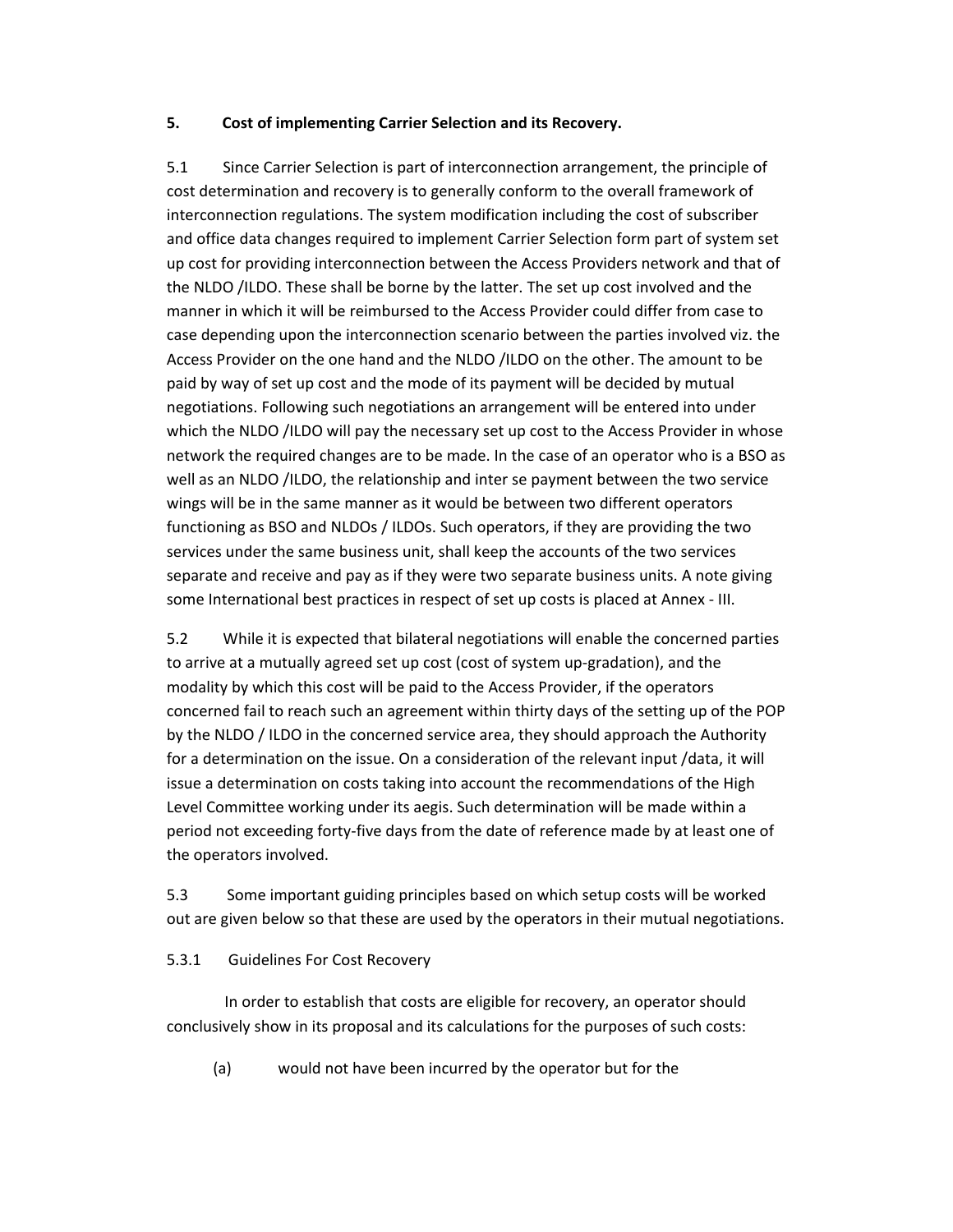**5. Cost of implementing Carrier Selection and its Recovery.**

5.1 Since Carrier Selection is part of interconnection arrangement, the principle of cost determination and recovery is to generally conform to the overall framework of interconnection regulations. The system modification including the cost of subscriber and office data changes required to implement Carrier Selection form part of system set up cost for providing interconnection between the Access Providers network and that of the NLDO /ILDO. These shall be borne by the latter. The set up cost involved and the manner in which it will be reimbursed to the Access Provider could differ from case to case depending upon the interconnection scenario between the parties involved viz. the Access Provider on the one hand and the NLDO /ILDO on the other. The amount to be paid by way of set up cost and the mode of its payment will be decided by mutual negotiations. Following such negotiations an arrangement will be entered into under which the NLDO /ILDO will pay the necessary set up cost to the Access Provider in whose network the required changes are to be made. In the case of an operator who is a BSO as well as an NLDO /ILDO, the relationship and inter se payment between the two service wings will be in the same manner as it would be between two different operators functioning as BSO and NLDOs / ILDOs. Such operators, if they are providing the two services under the same business unit, shall keep the accounts of the two services separate and receive and pay as if they were two separate business units. A note giving some International best practices in respect of set up costs is placed at Annex - III.

5.2 While it is expected that bilateral negotiations will enable the concerned parties to arrive at a mutually agreed set up cost (cost of system up-gradation), and the modality by which this cost will be paid to the Access Provider, if the operators concerned fail to reach such an agreement within thirty days of the setting up of the POP by the NLDO / ILDO in the concerned service area, they should approach the Authority for a determination on the issue. On a consideration of the relevant input /data, it will issue a determination on costs taking into account the recommendations of the High Level Committee working under its aegis. Such determination will be made within a period not exceeding forty-five days from the date of reference made by at least one of the operators involved.

5.3 Some important guiding principles based on which setup costs will be worked out are given below so that these are used by the operators in their mutual negotiations.

5.3.1 Guidelines For Cost Recovery

In order to establish that costs are eligible for recovery, an operator should conclusively show in its proposal and its calculations for the purposes of such costs:

(a) would not have been incurred by the operator but for the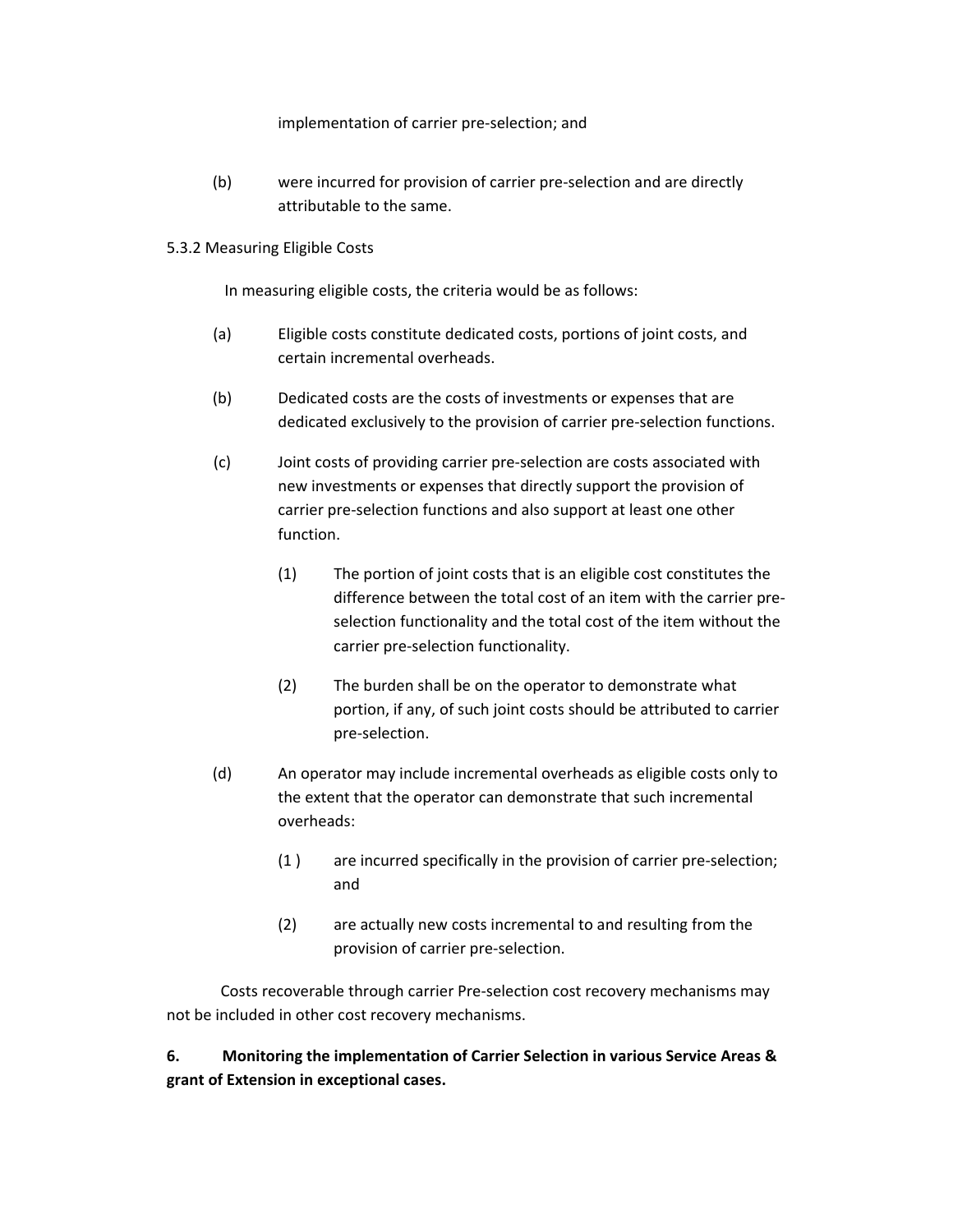implementation of carrier pre-selection; and

(b) were incurred for provision of carrier pre-selection and are directly attributable to the same.

5.3.2 Measuring Eligible Costs

In measuring eligible costs, the criteria would be as follows:

(a) Eligible costs constitute dedicated costs, portions of joint costs, and certain incremental overheads.

(b) Dedicated costs are the costs of investments or expenses that are dedicated exclusively to the provision of carrier pre-selection functions.

(c) Joint costs of providing carrier pre-selection are costs associated with new investments or expenses that directly support the provision of carrier pre-selection functions and also support at least one other function.

  (1) The portion of joint costs that is an eligible cost constitutes the difference between the total cost of an item with the carrier pre-selection functionality and the total cost of the item without the carrier pre-selection functionality.

  (2) The burden shall be on the operator to demonstrate what portion, if any, of such joint costs should be attributed to carrier pre-selection.

(d) An operator may include incremental overheads as eligible costs only to the extent that the operator can demonstrate that such incremental overheads:

  (1 ) are incurred specifically in the provision of carrier pre-selection; and

  (2) are actually new costs incremental to and resulting from the provision of carrier pre-selection.

Costs recoverable through carrier Pre-selection cost recovery mechanisms may not be included in other cost recovery mechanisms.

**6. Monitoring the implementation of Carrier Selection in various Service Areas & grant of Extension in exceptional cases.**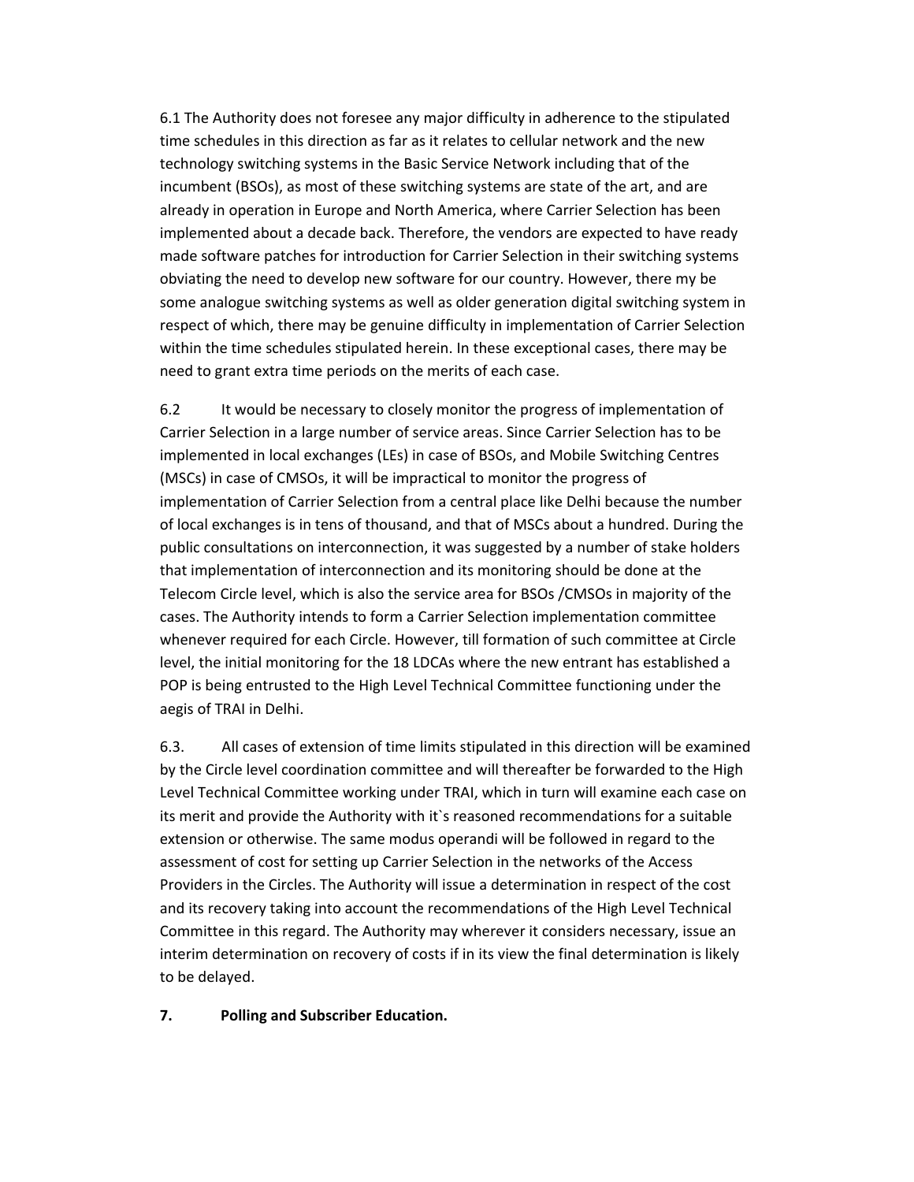6.1 The Authority does not foresee any major difficulty in adherence to the stipulated time schedules in this direction as far as it relates to cellular network and the new technology switching systems in the Basic Service Network including that of the incumbent (BSOs), as most of these switching systems are state of the art, and are already in operation in Europe and North America, where Carrier Selection has been implemented about a decade back. Therefore, the vendors are expected to have ready made software patches for introduction for Carrier Selection in their switching systems obviating the need to develop new software for our country. However, there my be some analogue switching systems as well as older generation digital switching system in respect of which, there may be genuine difficulty in implementation of Carrier Selection within the time schedules stipulated herein. In these exceptional cases, there may be need to grant extra time periods on the merits of each case.

6.2 It would be necessary to closely monitor the progress of implementation of Carrier Selection in a large number of service areas. Since Carrier Selection has to be implemented in local exchanges (LEs) in case of BSOs, and Mobile Switching Centres (MSCs) in case of CMSOs, it will be impractical to monitor the progress of implementation of Carrier Selection from a central place like Delhi because the number of local exchanges is in tens of thousand, and that of MSCs about a hundred. During the public consultations on interconnection, it was suggested by a number of stake holders that implementation of interconnection and its monitoring should be done at the Telecom Circle level, which is also the service area for BSOs /CMSOs in majority of the cases. The Authority intends to form a Carrier Selection implementation committee whenever required for each Circle. However, till formation of such committee at Circle level, the initial monitoring for the 18 LDCAs where the new entrant has established a POP is being entrusted to the High Level Technical Committee functioning under the aegis of TRAI in Delhi.

6.3. All cases of extension of time limits stipulated in this direction will be examined by the Circle level coordination committee and will thereafter be forwarded to the High Level Technical Committee working under TRAI, which in turn will examine each case on its merit and provide the Authority with it`s reasoned recommendations for a suitable extension or otherwise. The same modus operandi will be followed in regard to the assessment of cost for setting up Carrier Selection in the networks of the Access Providers in the Circles. The Authority will issue a determination in respect of the cost and its recovery taking into account the recommendations of the High Level Technical Committee in this regard. The Authority may wherever it considers necessary, issue an interim determination on recovery of costs if in its view the final determination is likely to be delayed.

**7. Polling and Subscriber Education.**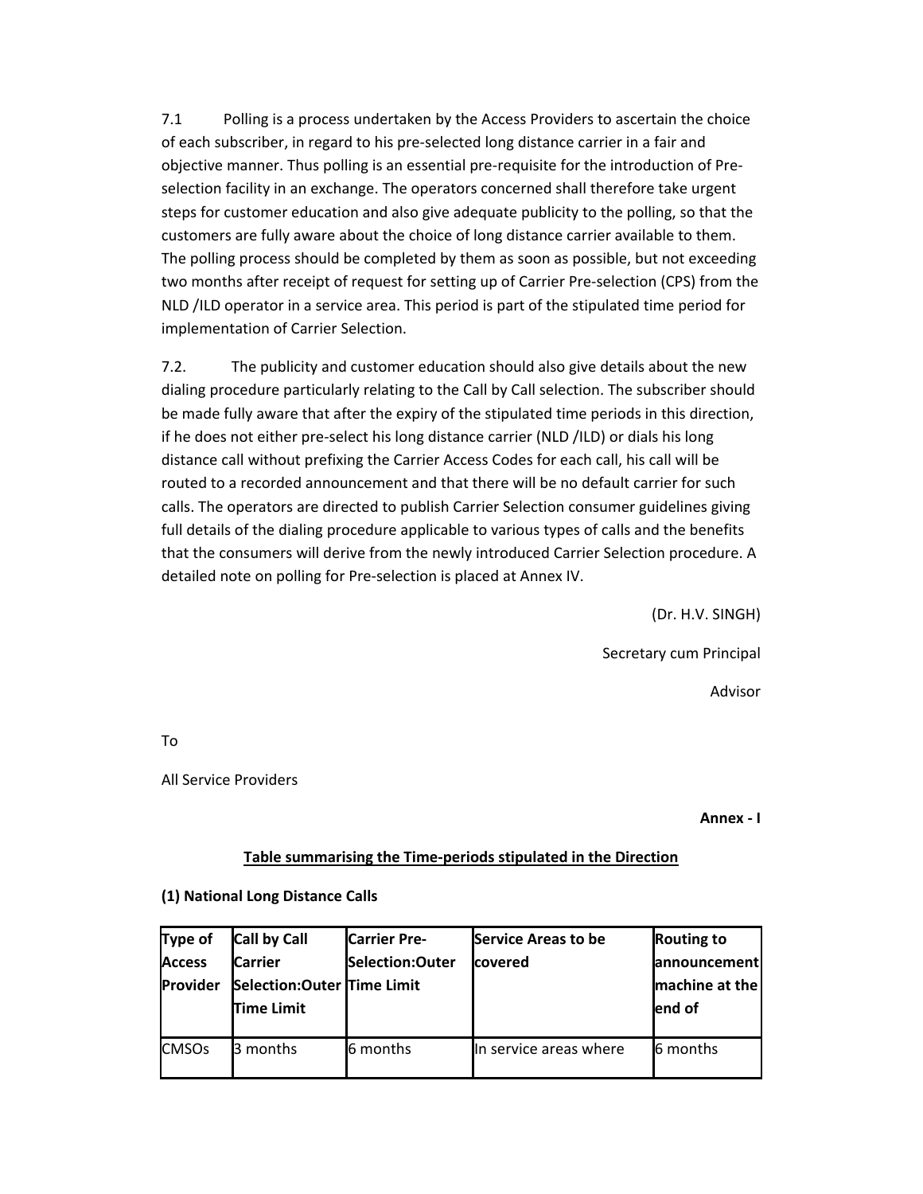7.1 Polling is a process undertaken by the Access Providers to ascertain the choice of each subscriber, in regard to his pre-selected long distance carrier in a fair and objective manner. Thus polling is an essential pre-requisite for the introduction of Pre-selection facility in an exchange. The operators concerned shall therefore take urgent steps for customer education and also give adequate publicity to the polling, so that the customers are fully aware about the choice of long distance carrier available to them. The polling process should be completed by them as soon as possible, but not exceeding two months after receipt of request for setting up of Carrier Pre-selection (CPS) from the NLD /ILD operator in a service area. This period is part of the stipulated time period for implementation of Carrier Selection.

7.2. The publicity and customer education should also give details about the new dialing procedure particularly relating to the Call by Call selection. The subscriber should be made fully aware that after the expiry of the stipulated time periods in this direction, if he does not either pre-select his long distance carrier (NLD /ILD) or dials his long distance call without prefixing the Carrier Access Codes for each call, his call will be routed to a recorded announcement and that there will be no default carrier for such calls. The operators are directed to publish Carrier Selection consumer guidelines giving full details of the dialing procedure applicable to various types of calls and the benefits that the consumers will derive from the newly introduced Carrier Selection procedure. A detailed note on polling for Pre-selection is placed at Annex IV.

(Dr. H.V. SINGH)

Secretary cum Principal

Advisor

To

All Service Providers

**Annex - I**

**Table summarising the Time-periods stipulated in the Direction**

**(1) National Long Distance Calls**

| Type of Access Provider | Call by Call Carrier Selection:Outer Time Limit | Carrier Pre-Selection:Outer Time Limit | Service Areas to be covered | Routing to announcement machine at the end of |
|---|---|---|---|---|
| CMSOs | 3 months | 6 months | In service areas where | 6 months |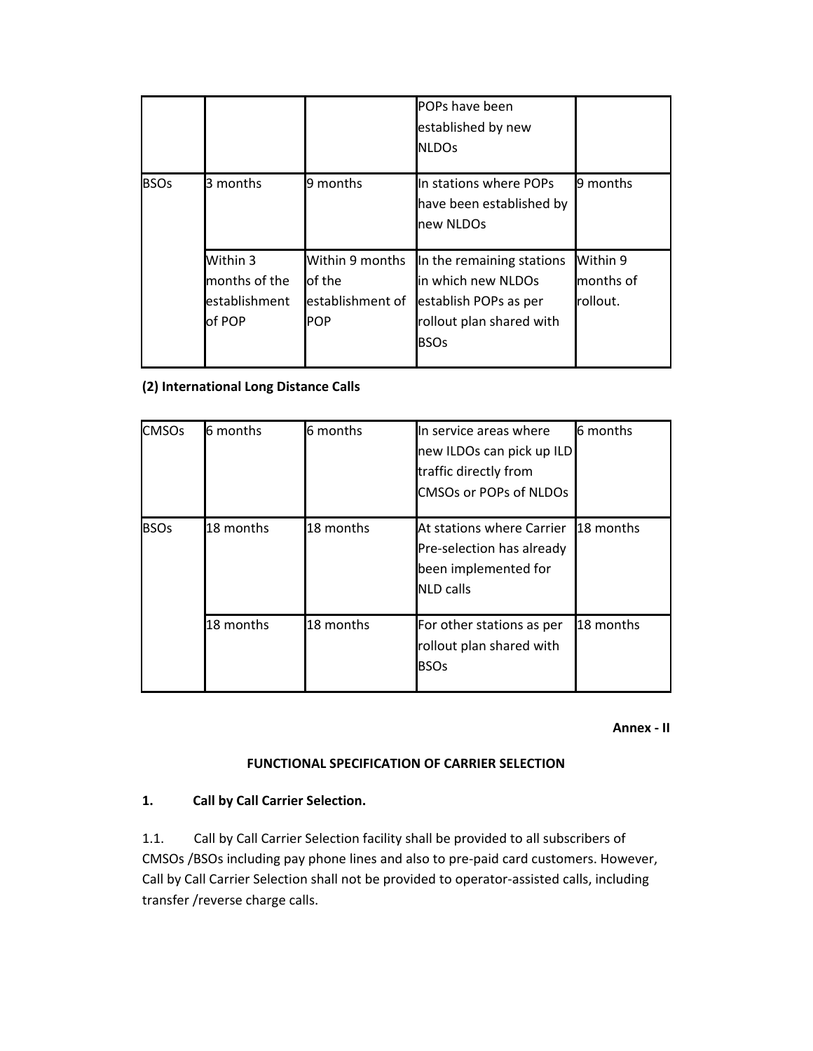| | | | | |
|---|---|---|---|---|
| | | | POPs have been established by new NLDOs | |
| BSOs | 3 months | 9 months | In stations where POPs have been established by new NLDOs | 9 months |
| | Within 3 months of the establishment of POP | Within 9 months of the establishment of POP | In the remaining stations in which new NLDOs establish POPs as per rollout plan shared with BSOs | Within 9 months of rollout. |

**(2) International Long Distance Calls**

| | | | | |
|---|---|---|---|---|
| CMSOs | 6 months | 6 months | In service areas where new ILDOs can pick up ILD traffic directly from CMSOs or POPs of NLDOs | 6 months |
| BSOs | 18 months | 18 months | At stations where Carrier Pre-selection has already been implemented for NLD calls | 18 months |
| | 18 months | 18 months | For other stations as per rollout plan shared with BSOs | 18 months |

**Annex - II**

## FUNCTIONAL SPECIFICATION OF CARRIER SELECTION

### 1. Call by Call Carrier Selection.

1.1. Call by Call Carrier Selection facility shall be provided to all subscribers of CMSOs /BSOs including pay phone lines and also to pre-paid card customers. However, Call by Call Carrier Selection shall not be provided to operator-assisted calls, including transfer /reverse charge calls.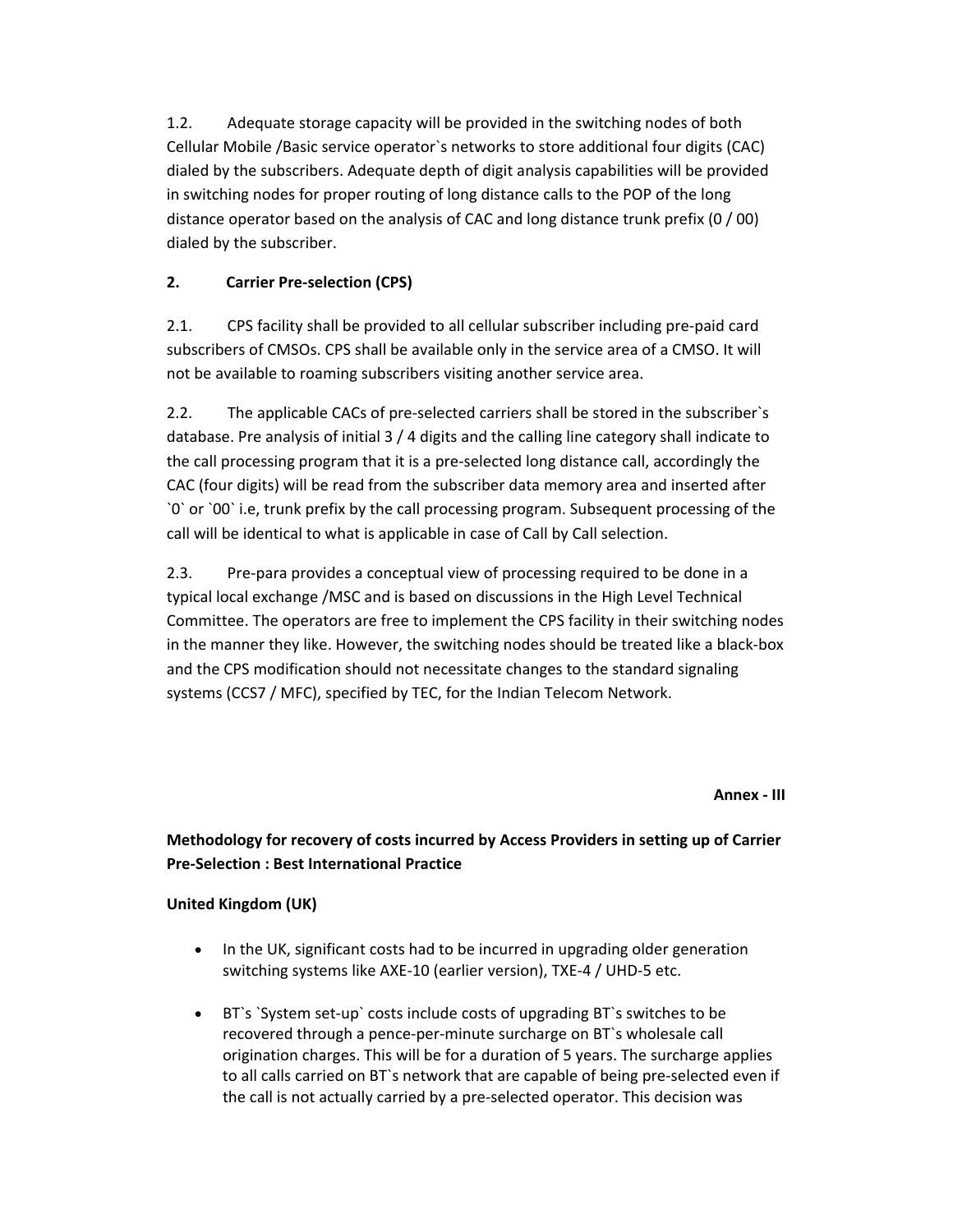1.2. Adequate storage capacity will be provided in the switching nodes of both Cellular Mobile /Basic service operator`s networks to store additional four digits (CAC) dialed by the subscribers. Adequate depth of digit analysis capabilities will be provided in switching nodes for proper routing of long distance calls to the POP of the long distance operator based on the analysis of CAC and long distance trunk prefix (0 / 00) dialed by the subscriber.

**2. Carrier Pre-selection (CPS)**

2.1. CPS facility shall be provided to all cellular subscriber including pre-paid card subscribers of CMSOs. CPS shall be available only in the service area of a CMSO. It will not be available to roaming subscribers visiting another service area.

2.2. The applicable CACs of pre-selected carriers shall be stored in the subscriber`s database. Pre analysis of initial 3 / 4 digits and the calling line category shall indicate to the call processing program that it is a pre-selected long distance call, accordingly the CAC (four digits) will be read from the subscriber data memory area and inserted after `0` or `00` i.e, trunk prefix by the call processing program. Subsequent processing of the call will be identical to what is applicable in case of Call by Call selection.

2.3. Pre-para provides a conceptual view of processing required to be done in a typical local exchange /MSC and is based on discussions in the High Level Technical Committee. The operators are free to implement the CPS facility in their switching nodes in the manner they like. However, the switching nodes should be treated like a black-box and the CPS modification should not necessitate changes to the standard signaling systems (CCS7 / MFC), specified by TEC, for the Indian Telecom Network.

**Annex - III**

**Methodology for recovery of costs incurred by Access Providers in setting up of Carrier Pre-Selection : Best International Practice**

**United Kingdom (UK)**

- In the UK, significant costs had to be incurred in upgrading older generation switching systems like AXE-10 (earlier version), TXE-4 / UHD-5 etc.
- BT`s `System set-up` costs include costs of upgrading BT`s switches to be recovered through a pence-per-minute surcharge on BT`s wholesale call origination charges. This will be for a duration of 5 years. The surcharge applies to all calls carried on BT`s network that are capable of being pre-selected even if the call is not actually carried by a pre-selected operator. This decision was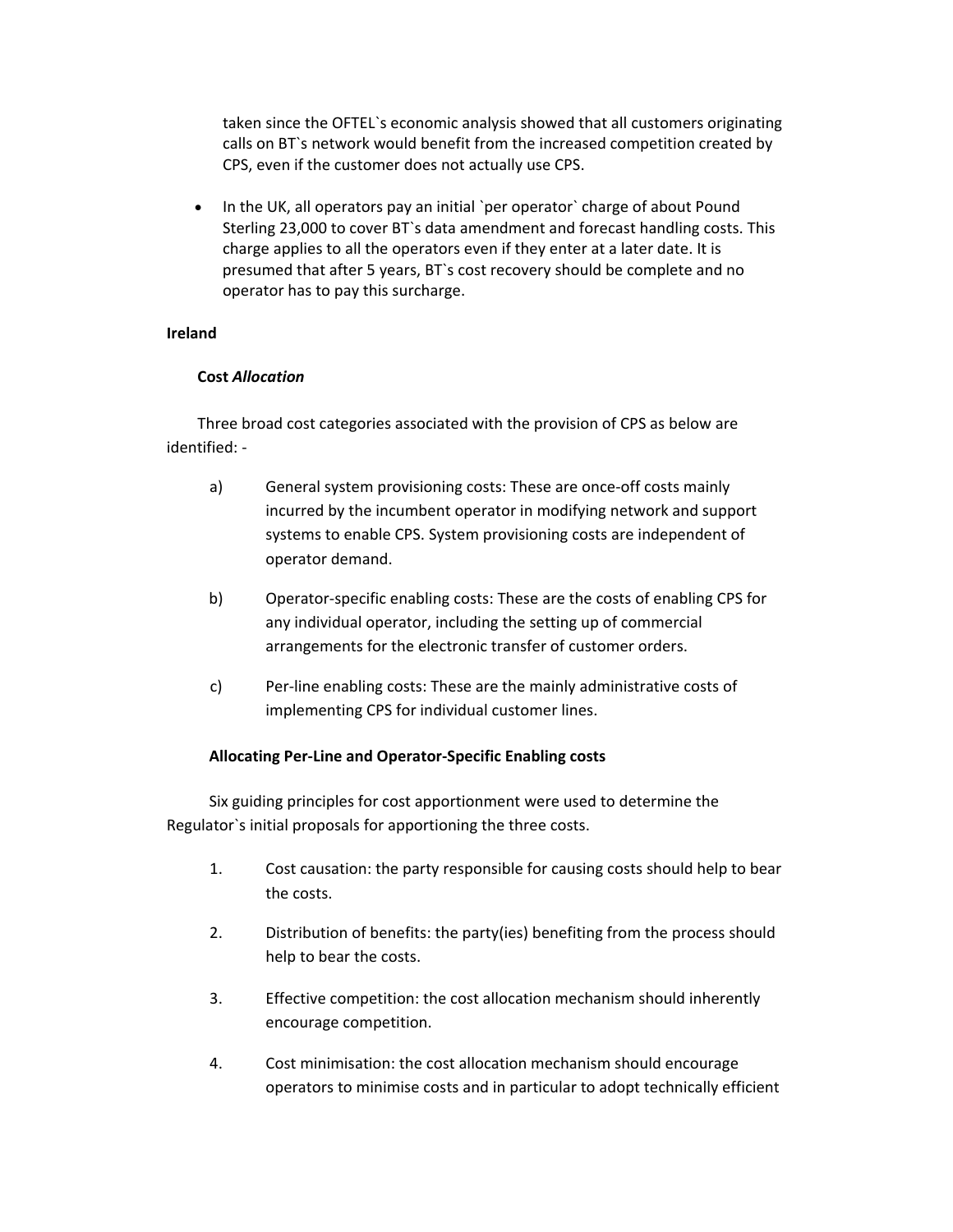taken since the OFTEL`s economic analysis showed that all customers originating calls on BT`s network would benefit from the increased competition created by CPS, even if the customer does not actually use CPS.

- In the UK, all operators pay an initial `per operator` charge of about Pound Sterling 23,000 to cover BT`s data amendment and forecast handling costs. This charge applies to all the operators even if they enter at a later date. It is presumed that after 5 years, BT`s cost recovery should be complete and no operator has to pay this surcharge.

**Ireland**

**Cost *Allocation***

Three broad cost categories associated with the provision of CPS as below are identified: -

a) General system provisioning costs: These are once-off costs mainly incurred by the incumbent operator in modifying network and support systems to enable CPS. System provisioning costs are independent of operator demand.

b) Operator-specific enabling costs: These are the costs of enabling CPS for any individual operator, including the setting up of commercial arrangements for the electronic transfer of customer orders.

c) Per-line enabling costs: These are the mainly administrative costs of implementing CPS for individual customer lines.

**Allocating Per-Line and Operator-Specific Enabling costs**

Six guiding principles for cost apportionment were used to determine the Regulator`s initial proposals for apportioning the three costs.

1. Cost causation: the party responsible for causing costs should help to bear the costs.

2. Distribution of benefits: the party(ies) benefiting from the process should help to bear the costs.

3. Effective competition: the cost allocation mechanism should inherently encourage competition.

4. Cost minimisation: the cost allocation mechanism should encourage operators to minimise costs and in particular to adopt technically efficient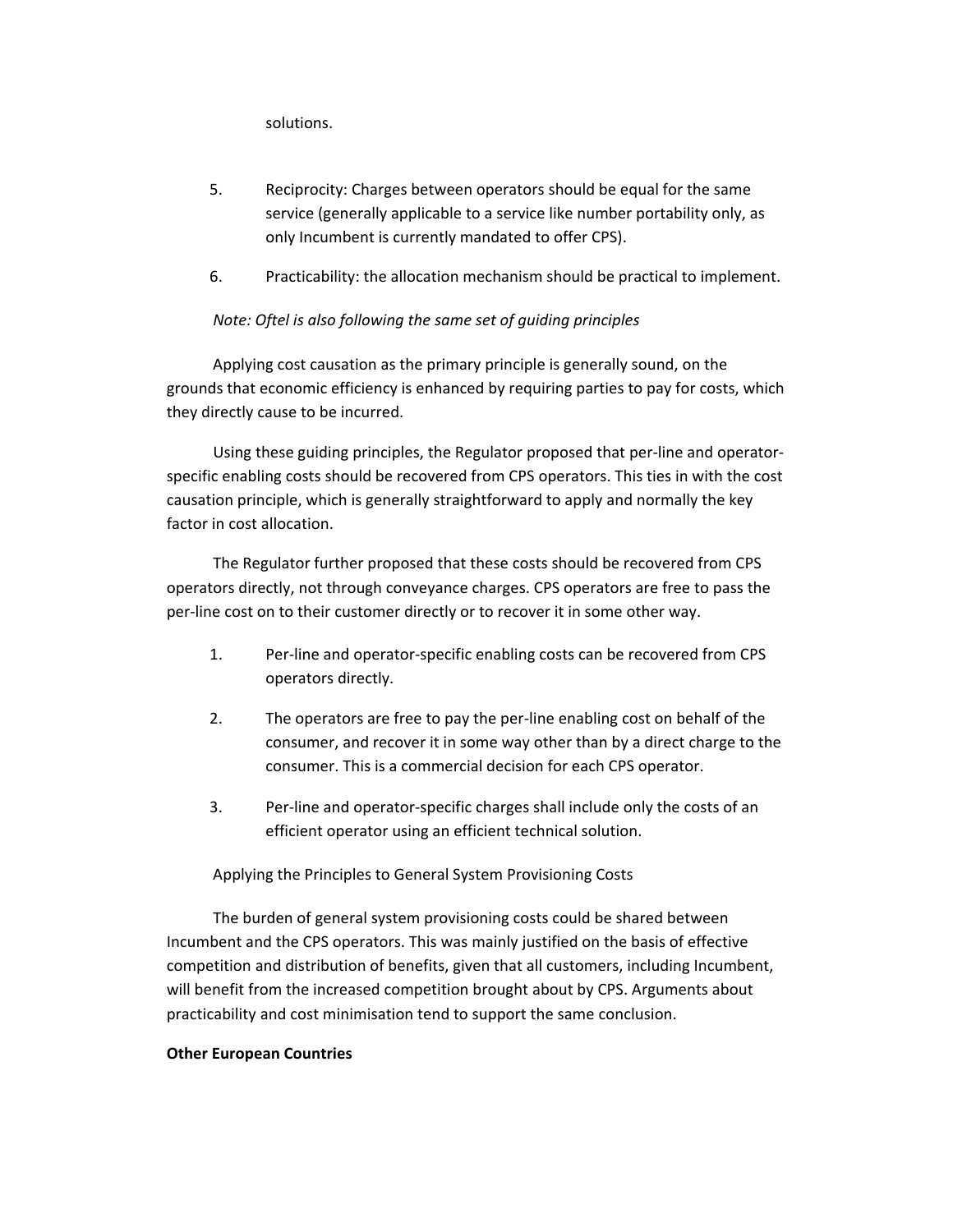solutions.

5. Reciprocity: Charges between operators should be equal for the same service (generally applicable to a service like number portability only, as only Incumbent is currently mandated to offer CPS).

6. Practicability: the allocation mechanism should be practical to implement.

*Note: Oftel is also following the same set of guiding principles*

Applying cost causation as the primary principle is generally sound, on the grounds that economic efficiency is enhanced by requiring parties to pay for costs, which they directly cause to be incurred.

Using these guiding principles, the Regulator proposed that per-line and operator-specific enabling costs should be recovered from CPS operators. This ties in with the cost causation principle, which is generally straightforward to apply and normally the key factor in cost allocation.

The Regulator further proposed that these costs should be recovered from CPS operators directly, not through conveyance charges. CPS operators are free to pass the per-line cost on to their customer directly or to recover it in some other way.

1. Per-line and operator-specific enabling costs can be recovered from CPS operators directly.

2. The operators are free to pay the per-line enabling cost on behalf of the consumer, and recover it in some way other than by a direct charge to the consumer. This is a commercial decision for each CPS operator.

3. Per-line and operator-specific charges shall include only the costs of an efficient operator using an efficient technical solution.

Applying the Principles to General System Provisioning Costs

The burden of general system provisioning costs could be shared between Incumbent and the CPS operators. This was mainly justified on the basis of effective competition and distribution of benefits, given that all customers, including Incumbent, will benefit from the increased competition brought about by CPS. Arguments about practicability and cost minimisation tend to support the same conclusion.

**Other European Countries**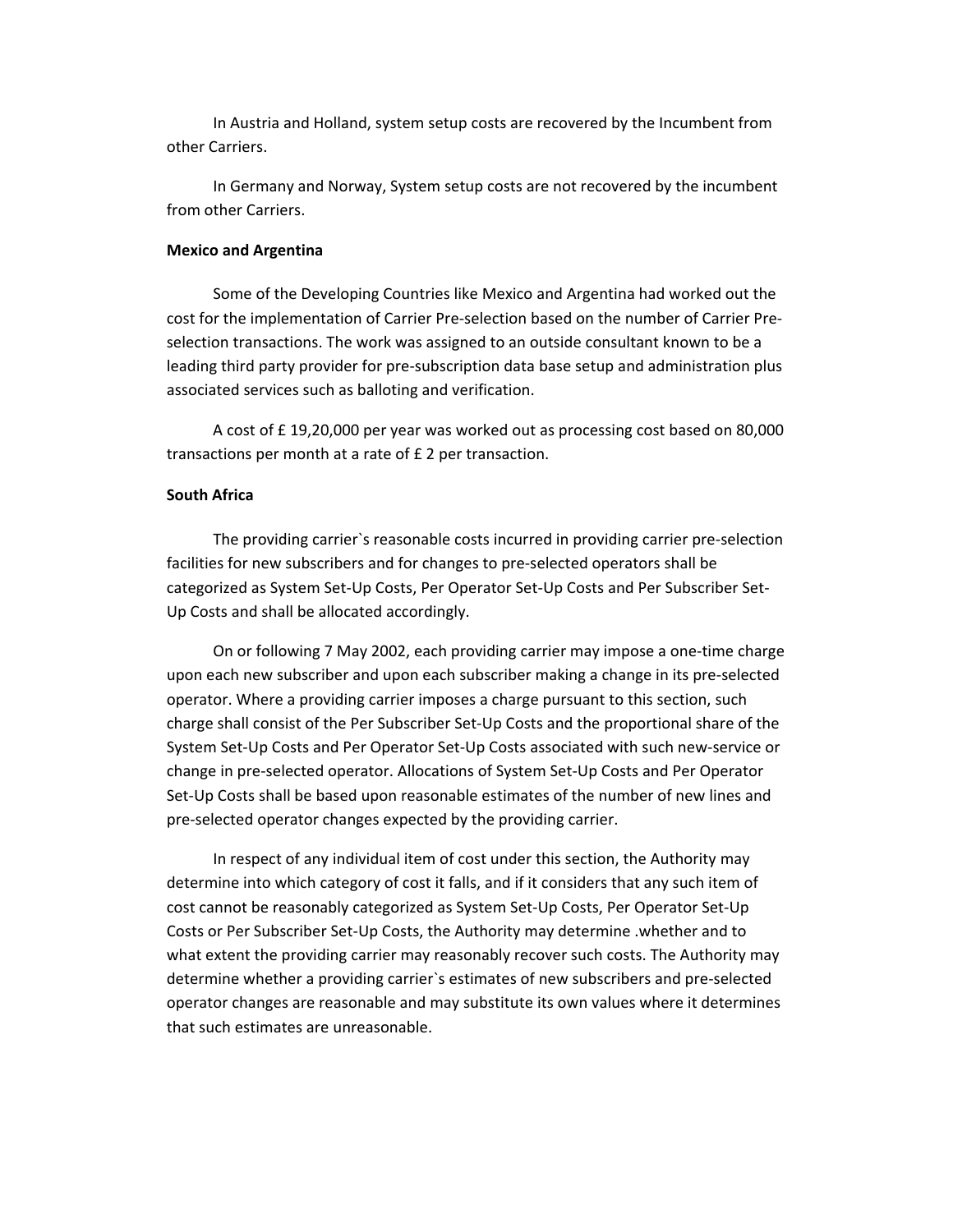In Austria and Holland, system setup costs are recovered by the Incumbent from other Carriers.

In Germany and Norway, System setup costs are not recovered by the incumbent from other Carriers.

**Mexico and Argentina**

Some of the Developing Countries like Mexico and Argentina had worked out the cost for the implementation of Carrier Pre-selection based on the number of Carrier Pre-selection transactions. The work was assigned to an outside consultant known to be a leading third party provider for pre-subscription data base setup and administration plus associated services such as balloting and verification.

A cost of £ 19,20,000 per year was worked out as processing cost based on 80,000 transactions per month at a rate of £ 2 per transaction.

**South Africa**

The providing carrier`s reasonable costs incurred in providing carrier pre-selection facilities for new subscribers and for changes to pre-selected operators shall be categorized as System Set-Up Costs, Per Operator Set-Up Costs and Per Subscriber Set-Up Costs and shall be allocated accordingly.

On or following 7 May 2002, each providing carrier may impose a one-time charge upon each new subscriber and upon each subscriber making a change in its pre-selected operator. Where a providing carrier imposes a charge pursuant to this section, such charge shall consist of the Per Subscriber Set-Up Costs and the proportional share of the System Set-Up Costs and Per Operator Set-Up Costs associated with such new-service or change in pre-selected operator. Allocations of System Set-Up Costs and Per Operator Set-Up Costs shall be based upon reasonable estimates of the number of new lines and pre-selected operator changes expected by the providing carrier.

In respect of any individual item of cost under this section, the Authority may determine into which category of cost it falls, and if it considers that any such item of cost cannot be reasonably categorized as System Set-Up Costs, Per Operator Set-Up Costs or Per Subscriber Set-Up Costs, the Authority may determine .whether and to what extent the providing carrier may reasonably recover such costs. The Authority may determine whether a providing carrier`s estimates of new subscribers and pre-selected operator changes are reasonable and may substitute its own values where it determines that such estimates are unreasonable.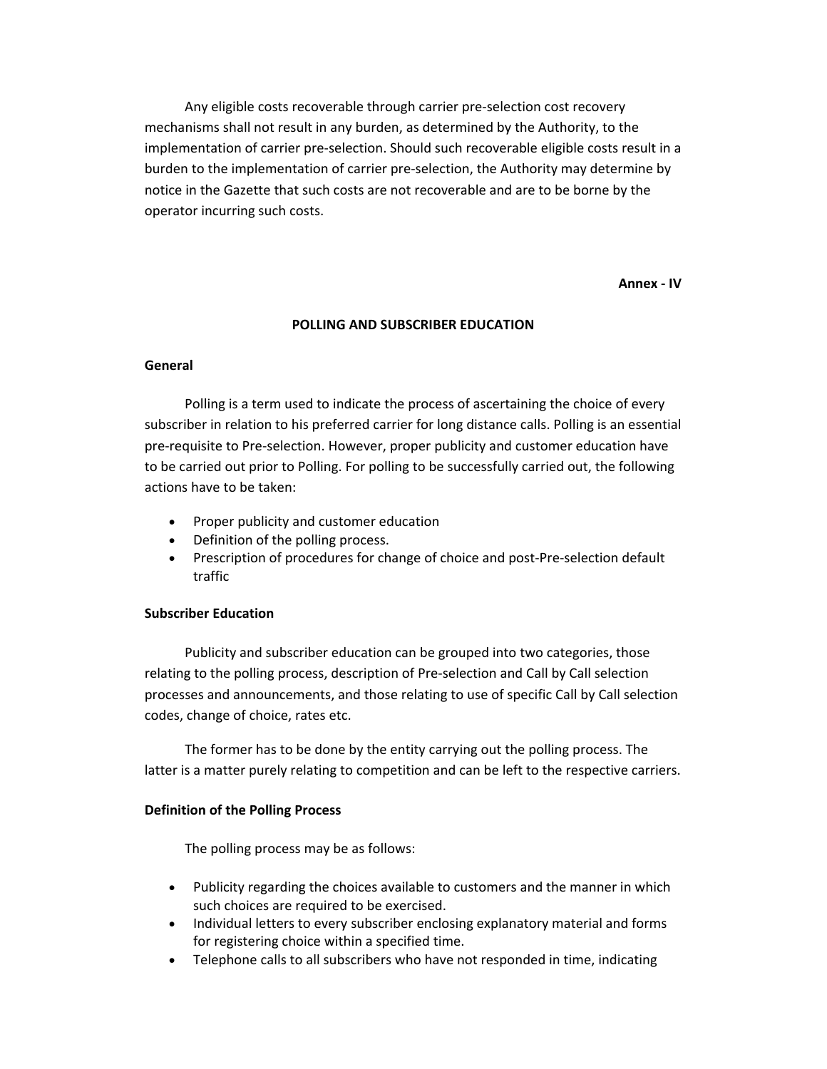Any eligible costs recoverable through carrier pre-selection cost recovery mechanisms shall not result in any burden, as determined by the Authority, to the implementation of carrier pre-selection. Should such recoverable eligible costs result in a burden to the implementation of carrier pre-selection, the Authority may determine by notice in the Gazette that such costs are not recoverable and are to be borne by the operator incurring such costs.

**Annex - IV**

## POLLING AND SUBSCRIBER EDUCATION

### General

Polling is a term used to indicate the process of ascertaining the choice of every subscriber in relation to his preferred carrier for long distance calls. Polling is an essential pre-requisite to Pre-selection. However, proper publicity and customer education have to be carried out prior to Polling. For polling to be successfully carried out, the following actions have to be taken:

- Proper publicity and customer education
- Definition of the polling process.
- Prescription of procedures for change of choice and post-Pre-selection default traffic

### Subscriber Education

Publicity and subscriber education can be grouped into two categories, those relating to the polling process, description of Pre-selection and Call by Call selection processes and announcements, and those relating to use of specific Call by Call selection codes, change of choice, rates etc.

The former has to be done by the entity carrying out the polling process. The latter is a matter purely relating to competition and can be left to the respective carriers.

### Definition of the Polling Process

The polling process may be as follows:

- Publicity regarding the choices available to customers and the manner in which such choices are required to be exercised.
- Individual letters to every subscriber enclosing explanatory material and forms for registering choice within a specified time.
- Telephone calls to all subscribers who have not responded in time, indicating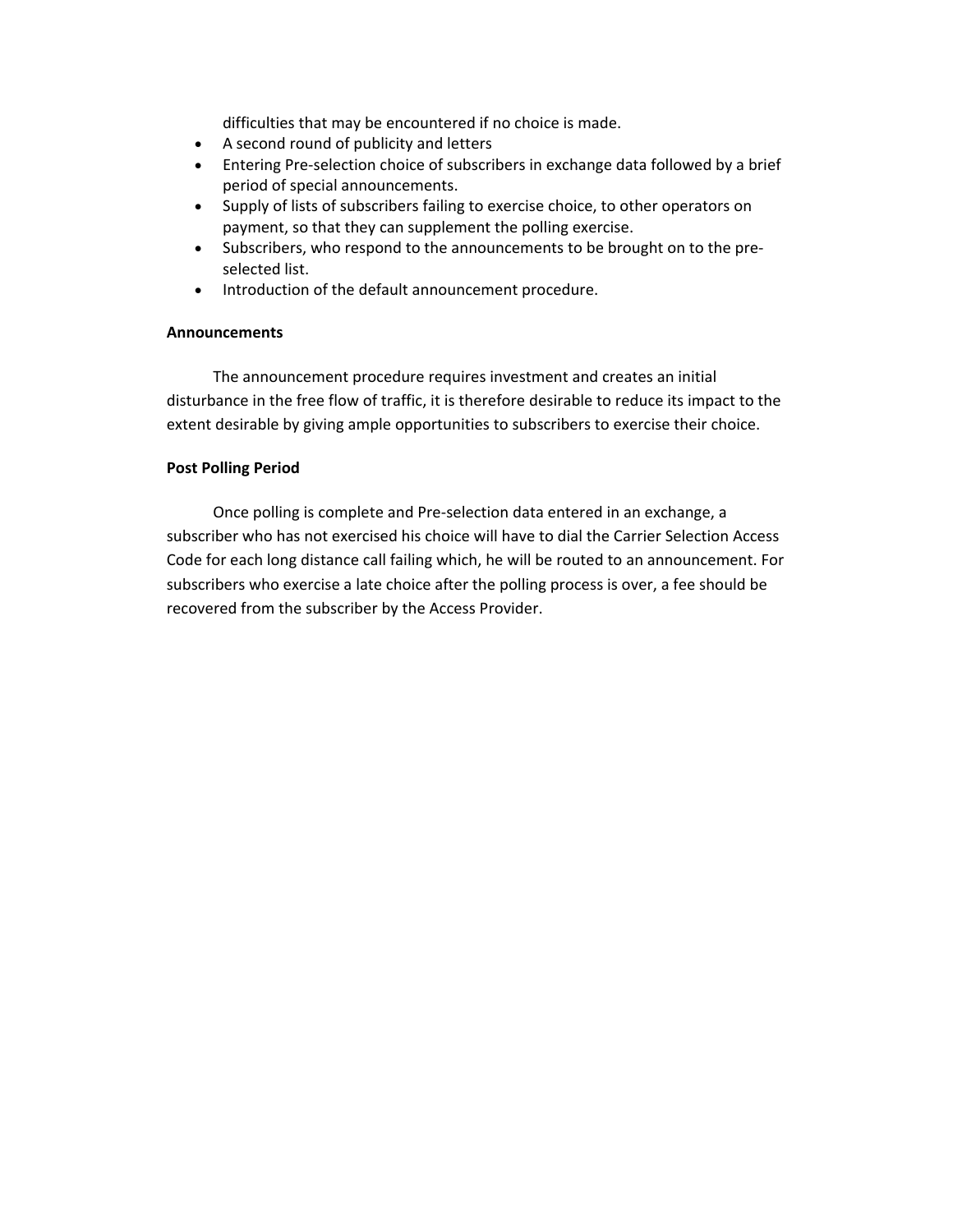difficulties that may be encountered if no choice is made.

- A second round of publicity and letters
- Entering Pre-selection choice of subscribers in exchange data followed by a brief period of special announcements.
- Supply of lists of subscribers failing to exercise choice, to other operators on payment, so that they can supplement the polling exercise.
- Subscribers, who respond to the announcements to be brought on to the pre-selected list.
- Introduction of the default announcement procedure.

**Announcements**

The announcement procedure requires investment and creates an initial disturbance in the free flow of traffic, it is therefore desirable to reduce its impact to the extent desirable by giving ample opportunities to subscribers to exercise their choice.

**Post Polling Period**

Once polling is complete and Pre-selection data entered in an exchange, a subscriber who has not exercised his choice will have to dial the Carrier Selection Access Code for each long distance call failing which, he will be routed to an announcement. For subscribers who exercise a late choice after the polling process is over, a fee should be recovered from the subscriber by the Access Provider.